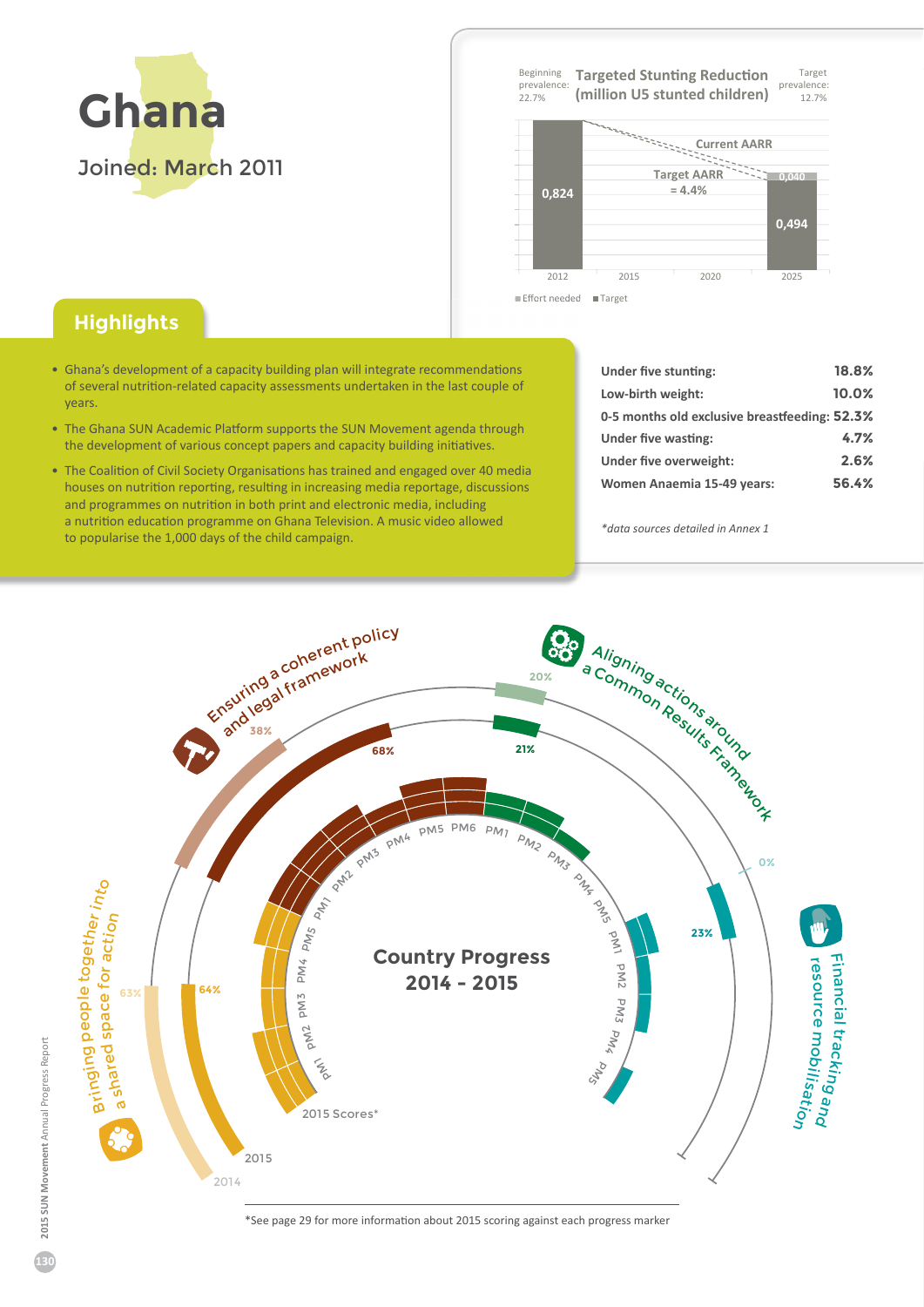# Ghana

Joined: March 2011

## Targeted Stunting Reduction (million U5 stunted children)

Beginning prevalence: 22.7%

Target prevalence: 12.7%

Current AARR

Target AARR = 4.4%

| | 2012 | 2015 | 2020 | 2025 |
|---|---|---|---|---|
| Effort needed | | | | 0,040 |
| Target | 0,824 | | | 0,494 |

## Highlights

- Ghana's development of a capacity building plan will integrate recommendations of several nutrition-related capacity assessments undertaken in the last couple of years.
- The Ghana SUN Academic Platform supports the SUN Movement agenda through the development of various concept papers and capacity building initiatives.
- The Coalition of Civil Society Organisations has trained and engaged over 40 media houses on nutrition reporting, resulting in increasing media reportage, discussions and programmes on nutrition in both print and electronic media, including a nutrition education programme on Ghana Television. A music video allowed to popularise the 1,000 days of the child campaign.

| | |
|---|---|
| Under five stunting: | 18.8% |
| Low-birth weight: | 10.0% |
| 0-5 months old exclusive breastfeeding: | 52.3% |
| Under five wasting: | 4.7% |
| Under five overweight: | 2.6% |
| Women Anaemia 15-49 years: | 56.4% |

*data sources detailed in Annex 1

## Country Progress 2014 - 2015

| Process | 2014 | 2015 |
|---|---|---|
| Bringing people together into a shared space for action | 63% | 64% |
| Ensuring a coherent policy and legal framework | 38% | 68% |
| Aligning actions around a Common Results Framework | 20% | 21% |
| Financial tracking and resource mobilisation | 0% | 23% |

2015 Scores*

*See page 29 for more information about 2015 scoring against each progress marker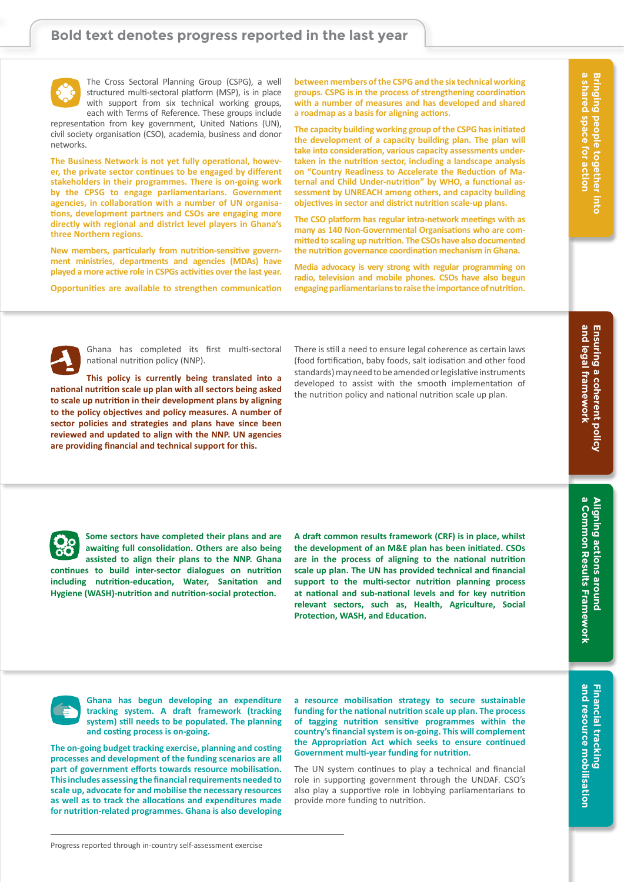## Bold text denotes progress reported in the last year

### Bringing people together into a shared space for action

The Cross Sectoral Planning Group (CSPG), a well structured multi-sectoral platform (MSP), is in place with support from six technical working groups, each with Terms of Reference. These groups include representation from key government, United Nations (UN), civil society organisation (CSO), academia, business and donor networks.

**The Business Network is not yet fully operational, however, the private sector continues to be engaged by different stakeholders in their programmes. There is on-going work by the CPSG to engage parliamentarians. Government agencies, in collaboration with a number of UN organisations, development partners and CSOs are engaging more directly with regional and district level players in Ghana's three Northern regions.**

**New members, particularly from nutrition-sensitive government ministries, departments and agencies (MDAs) have played a more active role in CSPGs activities over the last year.**

**Opportunities are available to strengthen communication between members of the CSPG and the six technical working groups. CSPG is in the process of strengthening coordination with a number of measures and has developed and shared a roadmap as a basis for aligning actions.**

**The capacity building working group of the CSPG has initiated the development of a capacity building plan. The plan will take into consideration, various capacity assessments undertaken in the nutrition sector, including a landscape analysis on "Country Readiness to Accelerate the Reduction of Maternal and Child Under-nutrition" by WHO, a functional assessment by UNREACH among others, and capacity building objectives in sector and district nutrition scale-up plans.**

**The CSO platform has regular intra-network meetings with as many as 140 Non-Governmental Organisations who are committed to scaling up nutrition. The CSOs have also documented the nutrition governance coordination mechanism in Ghana.**

**Media advocacy is very strong with regular programming on radio, television and mobile phones. CSOs have also begun engaging parliamentarians to raise the importance of nutrition.**

### Ensuring a coherent policy and legal framework

Ghana has completed its first multi-sectoral national nutrition policy (NNP).

**This policy is currently being translated into a national nutrition scale up plan with all sectors being asked to scale up nutrition in their development plans by aligning to the policy objectives and policy measures. A number of sector policies and strategies and plans have since been reviewed and updated to align with the NNP. UN agencies are providing financial and technical support for this.**

There is still a need to ensure legal coherence as certain laws (food fortification, baby foods, salt iodisation and other food standards) may need to be amended or legislative instruments developed to assist with the smooth implementation of the nutrition policy and national nutrition scale up plan.

### Aligning actions around a Common Results Framework

**Some sectors have completed their plans and are awaiting full consolidation. Others are also being assisted to align their plans to the NNP. Ghana continues to build inter-sector dialogues on nutrition including nutrition-education, Water, Sanitation and Hygiene (WASH)-nutrition and nutrition-social protection.**

**A draft common results framework (CRF) is in place, whilst the development of an M&E plan has been initiated. CSOs are in the process of aligning to the national nutrition scale up plan. The UN has provided technical and financial support to the multi-sector nutrition planning process at national and sub-national levels and for key nutrition relevant sectors, such as, Health, Agriculture, Social Protection, WASH, and Education.**

### Financial tracking and resource mobilisation

**Ghana has begun developing an expenditure tracking system. A draft framework (tracking system) still needs to be populated. The planning and costing process is on-going.**

**The on-going budget tracking exercise, planning and costing processes and development of the funding scenarios are all part of government efforts towards resource mobilisation. This includes assessing the financial requirements needed to scale up, advocate for and mobilise the necessary resources as well as to track the allocations and expenditures made for nutrition-related programmes. Ghana is also developing a resource mobilisation strategy to secure sustainable funding for the national nutrition scale up plan. The process of tagging nutrition sensitive programmes within the country's financial system is on-going. This will complement the Appropriation Act which seeks to ensure continued Government multi-year funding for nutrition.**

The UN system continues to play a technical and financial role in supporting government through the UNDAF. CSO's also play a supportive role in lobbying parliamentarians to provide more funding to nutrition.

Progress reported through in-country self-assessment exercise